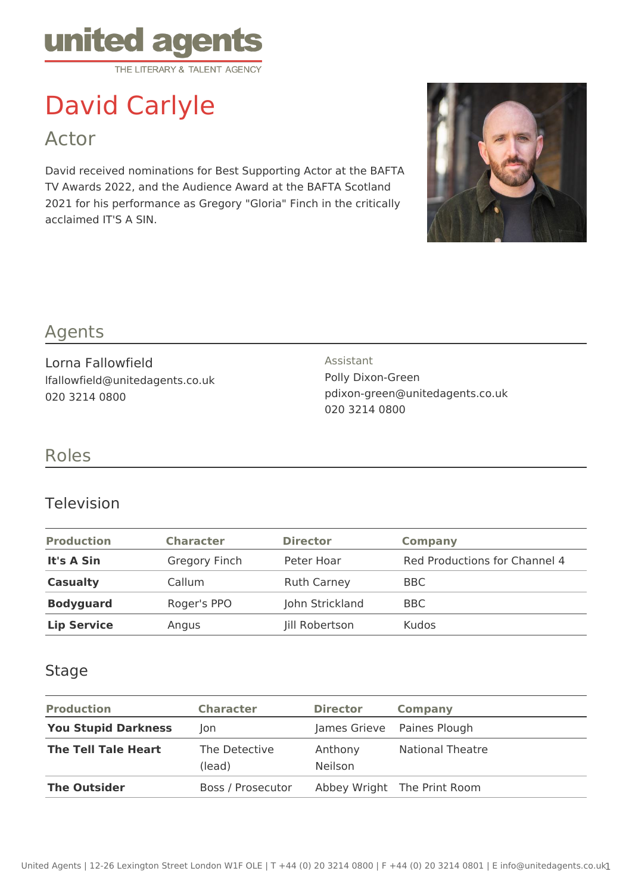united agents

THE LITERARY & TALENT AGENCY

# David Carlyle

## Actor

David received nominations for Best Supporting Actor at the BAFTA TV Awards 2022, and the Audience Award at the BAFTA Scotland 2021 for his performance as Gregory "Gloria" Finch in the critically acclaimed IT'S A SIN.

## Agents

Lorna Fallowfield
lfallowfield@unitedagents.co.uk
020 3214 0800

Assistant
Polly Dixon-Green
pdixon-green@unitedagents.co.uk
020 3214 0800

## Roles

### Television

| Production | Character | Director | Company |
|---|---|---|---|
| **It's A Sin** | Gregory Finch | Peter Hoar | Red Productions for Channel 4 |
| **Casualty** | Callum | Ruth Carney | BBC |
| **Bodyguard** | Roger's PPO | John Strickland | BBC |
| **Lip Service** | Angus | Jill Robertson | Kudos |

### Stage

| Production | Character | Director | Company |
|---|---|---|---|
| **You Stupid Darkness** | Jon | James Grieve | Paines Plough |
| **The Tell Tale Heart** | The Detective (lead) | Anthony Neilson | National Theatre |
| **The Outsider** | Boss / Prosecutor | Abbey Wright | The Print Room |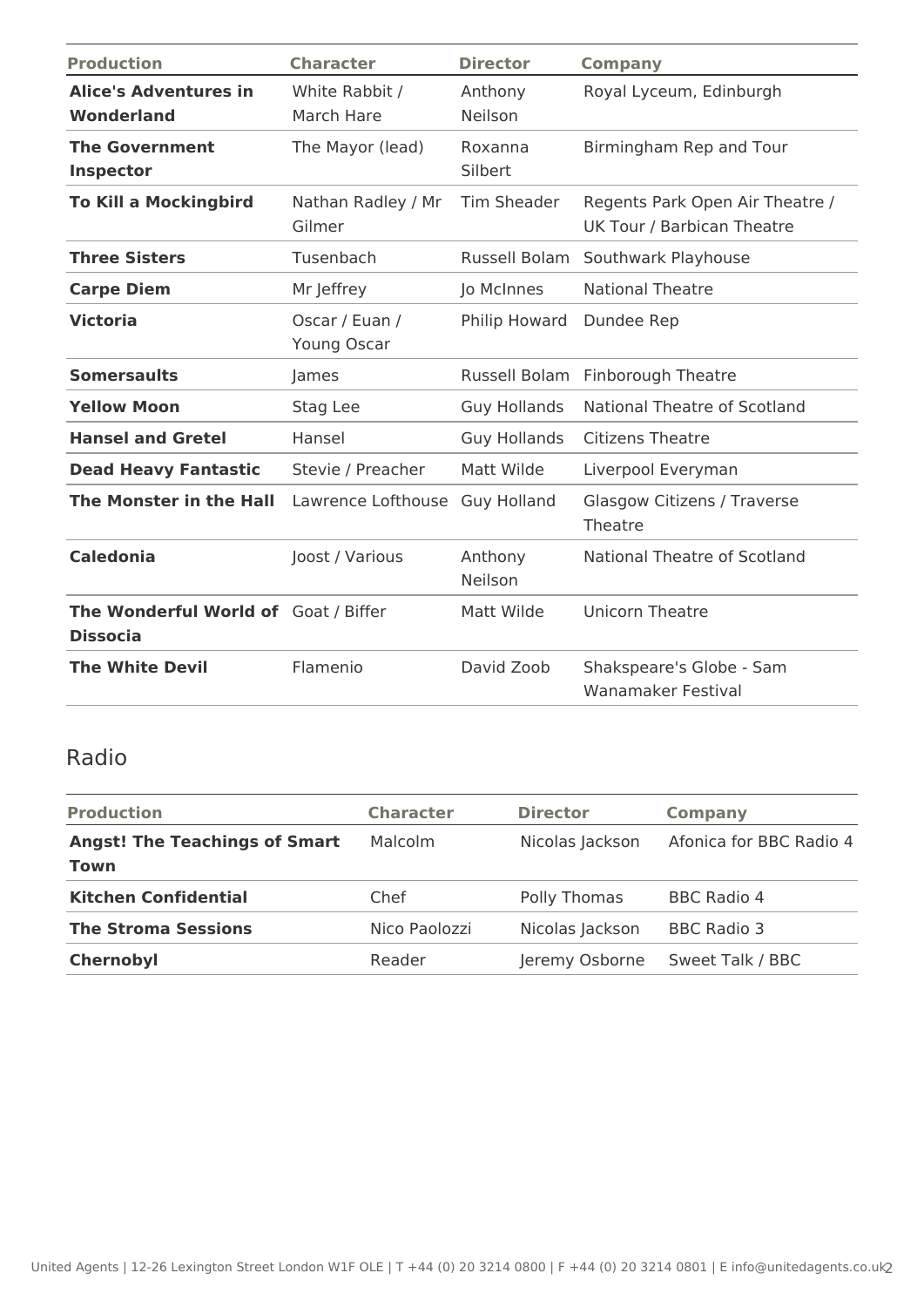| Production | Character | Director | Company |
|---|---|---|---|
| **Alice's Adventures in Wonderland** | White Rabbit / March Hare | Anthony Neilson | Royal Lyceum, Edinburgh |
| **The Government Inspector** | The Mayor (lead) | Roxanna Silbert | Birmingham Rep and Tour |
| **To Kill a Mockingbird** | Nathan Radley / Mr Gilmer | Tim Sheader | Regents Park Open Air Theatre / UK Tour / Barbican Theatre |
| **Three Sisters** | Tusenbach | Russell Bolam | Southwark Playhouse |
| **Carpe Diem** | Mr Jeffrey | Jo McInnes | National Theatre |
| **Victoria** | Oscar / Euan / Young Oscar | Philip Howard | Dundee Rep |
| **Somersaults** | James | Russell Bolam | Finborough Theatre |
| **Yellow Moon** | Stag Lee | Guy Hollands | National Theatre of Scotland |
| **Hansel and Gretel** | Hansel | Guy Hollands | Citizens Theatre |
| **Dead Heavy Fantastic** | Stevie / Preacher | Matt Wilde | Liverpool Everyman |
| **The Monster in the Hall** | Lawrence Lofthouse | Guy Holland | Glasgow Citizens / Traverse Theatre |
| **Caledonia** | Joost / Various | Anthony Neilson | National Theatre of Scotland |
| **The Wonderful World of Dissocia** | Goat / Biffer | Matt Wilde | Unicorn Theatre |
| **The White Devil** | Flamenio | David Zoob | Shakspeare's Globe - Sam Wanamaker Festival |

## Radio

| Production | Character | Director | Company |
|---|---|---|---|
| **Angst! The Teachings of Smart Town** | Malcolm | Nicolas Jackson | Afonica for BBC Radio 4 |
| **Kitchen Confidential** | Chef | Polly Thomas | BBC Radio 4 |
| **The Stroma Sessions** | Nico Paolozzi | Nicolas Jackson | BBC Radio 3 |
| **Chernobyl** | Reader | Jeremy Osborne | Sweet Talk / BBC |